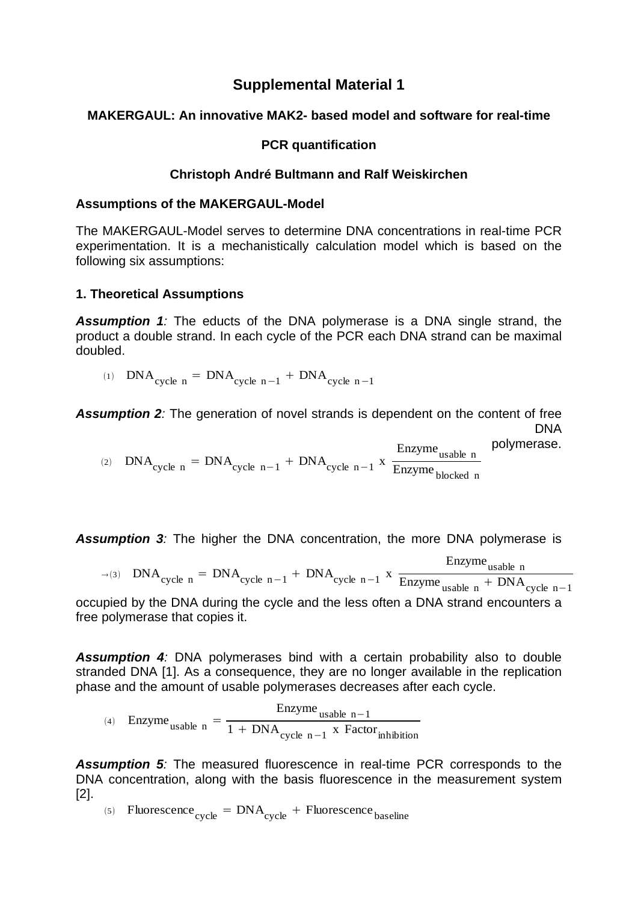# Supplemental Material 1

### MAKERGAUL: An innovative MAK2- based model and software for real-time PCR quantification

### Christoph André Bultmann and Ralf Weiskirchen

**Assumptions of the MAKERGAUL-Model**

The MAKERGAUL-Model serves to determine DNA concentrations in real-time PCR experimentation. It is a mechanistically calculation model which is based on the following six assumptions:

**1. Theoretical Assumptions**

***Assumption 1****:* The educts of the DNA polymerase is a DNA single strand, the product a double strand. In each cycle of the PCR each DNA strand can be maximal doubled.

$$(1) \quad \text{DNA}_{\text{cycle n}} = \text{DNA}_{\text{cycle n}-1} + \text{DNA}_{\text{cycle n}-1}$$

***Assumption 2****:* The generation of novel strands is dependent on the content of free DNA polymerase.

$$(2) \quad \text{DNA}_{\text{cycle n}} = \text{DNA}_{\text{cycle n}-1} + \text{DNA}_{\text{cycle n}-1} \text{ x } \frac{\text{Enzyme}_{\text{usable n}}}{\text{Enzyme}_{\text{blocked n}}}$$

***Assumption 3****:* The higher the DNA concentration, the more DNA polymerase is

$$\rightarrow (3) \quad \text{DNA}_{\text{cycle n}} = \text{DNA}_{\text{cycle n}-1} + \text{DNA}_{\text{cycle n}-1} \text{ x } \frac{\text{Enzyme}_{\text{usable n}}}{\text{Enzyme}_{\text{usable n}} + \text{DNA}_{\text{cycle n}-1}}$$

occupied by the DNA during the cycle and the less often a DNA strand encounters a free polymerase that copies it.

***Assumption 4****:* DNA polymerases bind with a certain probability also to double stranded DNA [1]. As a consequence, they are no longer available in the replication phase and the amount of usable polymerases decreases after each cycle.

$$(4) \quad \text{Enzyme}_{\text{usable n}} = \frac{\text{Enzyme}_{\text{usable n}-1}}{1 + \text{DNA}_{\text{cycle n}-1} \text{ x Factor}_{\text{inhibition}}}$$

***Assumption 5****:* The measured fluorescence in real-time PCR corresponds to the DNA concentration, along with the basis fluorescence in the measurement system [2].

$$(5) \quad \text{Fluorescence}_{\text{cycle}} = \text{DNA}_{\text{cycle}} + \text{Fluorescence}_{\text{baseline}}$$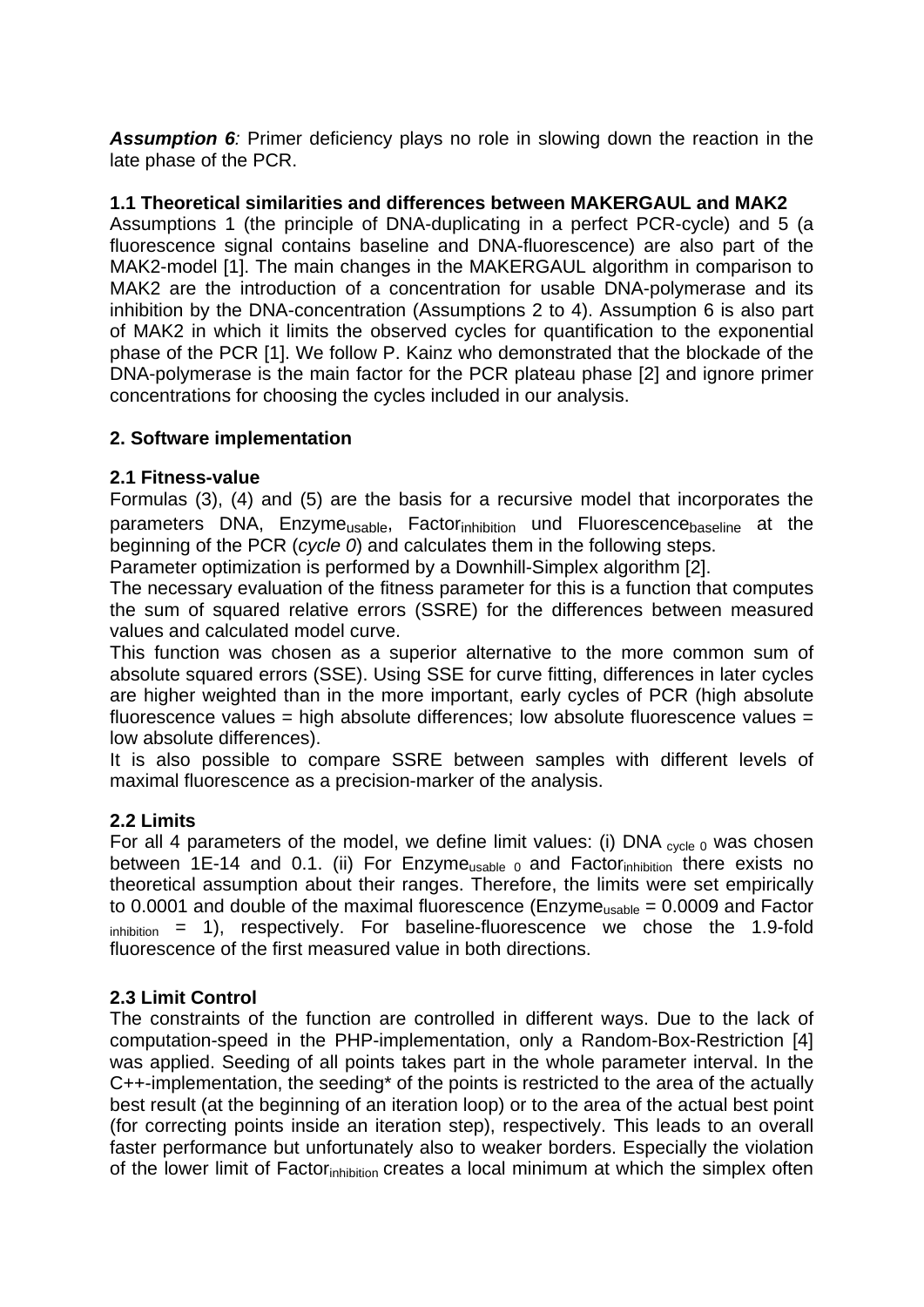***Assumption 6***: Primer deficiency plays no role in slowing down the reaction in the late phase of the PCR.

### 1.1 Theoretical similarities and differences between MAKERGAUL and MAK2

Assumptions 1 (the principle of DNA-duplicating in a perfect PCR-cycle) and 5 (a fluorescence signal contains baseline and DNA-fluorescence) are also part of the MAK2-model [1]. The main changes in the MAKERGAUL algorithm in comparison to MAK2 are the introduction of a concentration for usable DNA-polymerase and its inhibition by the DNA-concentration (Assumptions 2 to 4). Assumption 6 is also part of MAK2 in which it limits the observed cycles for quantification to the exponential phase of the PCR [1]. We follow P. Kainz who demonstrated that the blockade of the DNA-polymerase is the main factor for the PCR plateau phase [2] and ignore primer concentrations for choosing the cycles included in our analysis.

## 2. Software implementation

### 2.1 Fitness-value

Formulas (3), (4) and (5) are the basis for a recursive model that incorporates the parameters DNA, $Enzyme_{usable}$, $Factor_{inhibition}$ und $Fluorescence_{baseline}$ at the beginning of the PCR (*cycle 0*) and calculates them in the following steps.

Parameter optimization is performed by a Downhill-Simplex algorithm [2].

The necessary evaluation of the fitness parameter for this is a function that computes the sum of squared relative errors (SSRE) for the differences between measured values and calculated model curve.

This function was chosen as a superior alternative to the more common sum of absolute squared errors (SSE). Using SSE for curve fitting, differences in later cycles are higher weighted than in the more important, early cycles of PCR (high absolute fluorescence values = high absolute differences; low absolute fluorescence values = low absolute differences).

It is also possible to compare SSRE between samples with different levels of maximal fluorescence as a precision-marker of the analysis.

### 2.2 Limits

For all 4 parameters of the model, we define limit values: (i) $DNA_{cycle\ 0}$ was chosen between 1E-14 and 0.1. (ii) For $Enzyme_{usable\ 0}$ and $Factor_{inhibition}$ there exists no theoretical assumption about their ranges. Therefore, the limits were set empirically to 0.0001 and double of the maximal fluorescence ($Enzyme_{usable}$ = 0.0009 and $Factor_{inhibition}$ = 1), respectively. For baseline-fluorescence we chose the 1.9-fold fluorescence of the first measured value in both directions.

### 2.3 Limit Control

The constraints of the function are controlled in different ways. Due to the lack of computation-speed in the PHP-implementation, only a Random-Box-Restriction [4] was applied. Seeding of all points takes part in the whole parameter interval. In the C++-implementation, the seeding* of the points is restricted to the area of the actually best result (at the beginning of an iteration loop) or to the area of the actual best point (for correcting points inside an iteration step), respectively. This leads to an overall faster performance but unfortunately also to weaker borders. Especially the violation of the lower limit of $Factor_{inhibition}$ creates a local minimum at which the simplex often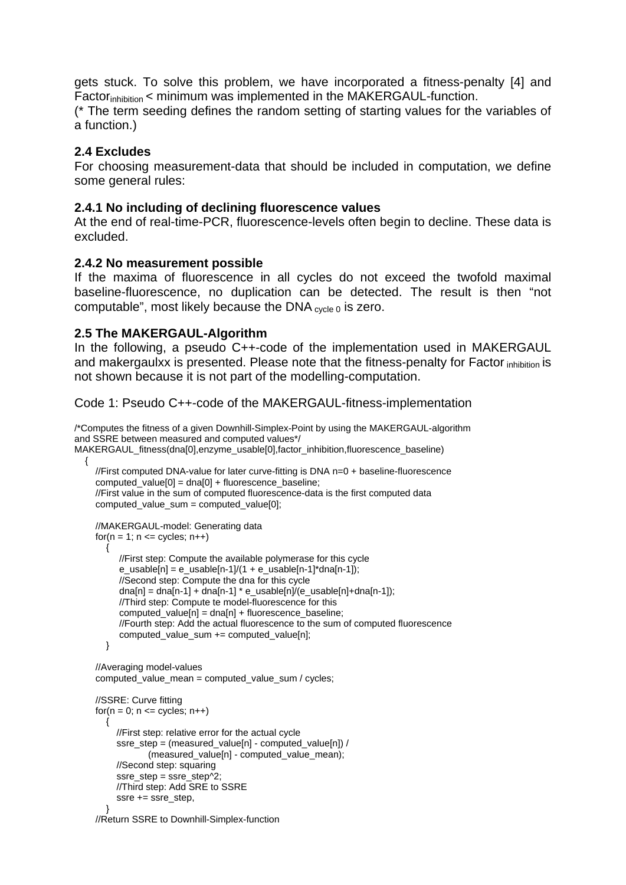gets stuck. To solve this problem, we have incorporated a fitness-penalty [4] and $Factor_{inhibition}$ < minimum was implemented in the MAKERGAUL-function.
(* The term seeding defines the random setting of starting values for the variables of a function.)

### 2.4 Excludes

For choosing measurement-data that should be included in computation, we define some general rules:

#### 2.4.1 No including of declining fluorescence values

At the end of real-time-PCR, fluorescence-levels often begin to decline. These data is excluded.

#### 2.4.2 No measurement possible

If the maxima of fluorescence in all cycles do not exceed the twofold maximal baseline-fluorescence, no duplication can be detected. The result is then “not computable”, most likely because the $DNA_{cycle\ 0}$ is zero.

### 2.5 The MAKERGAUL-Algorithm

In the following, a pseudo C++-code of the implementation used in MAKERGAUL and makergaulxx is presented. Please note that the fitness-penalty for $Factor_{inhibition}$ is not shown because it is not part of the modelling-computation.

Code 1: Pseudo C++-code of the MAKERGAUL-fitness-implementation

```
/*Computes the fitness of a given Downhill-Simplex-Point by using the MAKERGAUL-algorithm
and SSRE between measured and computed values*/
MAKERGAUL_fitness(dna[0],enzyme_usable[0],factor_inhibition,fluorescence_baseline)
  {
     //First computed DNA-value for later curve-fitting is DNA n=0 + baseline-fluorescence
     computed_value[0] = dna[0] + fluorescence_baseline;
     //First value in the sum of computed fluorescence-data is the first computed data
     computed_value_sum = computed_value[0];

     //MAKERGAUL-model: Generating data
     for(n = 1; n <= cycles; n++)
        {
           //First step: Compute the available polymerase for this cycle
           e_usable[n] = e_usable[n-1]/(1 + e_usable[n-1]*dna[n-1]);
           //Second step: Compute the dna for this cycle
           dna[n] = dna[n-1] + dna[n-1] * e_usable[n]/(e_usable[n]+dna[n-1]);
           //Third step: Compute te model-fluorescence for this
           computed_value[n] = dna[n] + fluorescence_baseline;
           //Fourth step: Add the actual fluorescence to the sum of computed fluorescence
           computed_value_sum += computed_value[n];
        }

     //Averaging model-values
     computed_value_mean = computed_value_sum / cycles;

     //SSRE: Curve fitting
     for(n = 0; n <= cycles; n++)
        {
           //First step: relative error for the actual cycle
           ssre_step = (measured_value[n] - computed_value[n]) /
                   (measured_value[n] - computed_value_mean);
           //Second step: squaring
           ssre_step = ssre_step^2;
           //Third step: Add SRE to SSRE
           ssre += ssre_step,
        }
     //Return SSRE to Downhill-Simplex-function
```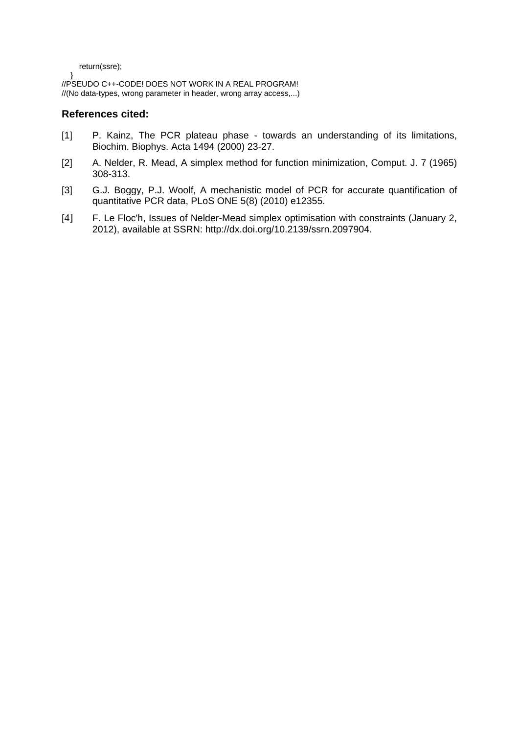```
    return(ssre);
  }
//PSEUDO C++-CODE! DOES NOT WORK IN A REAL PROGRAM!
//(No data-types, wrong parameter in header, wrong array access,...)
```

## References cited:

[1] P. Kainz, The PCR plateau phase - towards an understanding of its limitations, Biochim. Biophys. Acta 1494 (2000) 23-27.

[2] A. Nelder, R. Mead, A simplex method for function minimization, Comput. J. 7 (1965) 308-313.

[3] G.J. Boggy, P.J. Woolf, A mechanistic model of PCR for accurate quantification of quantitative PCR data, PLoS ONE 5(8) (2010) e12355.

[4] F. Le Floc'h, Issues of Nelder-Mead simplex optimisation with constraints (January 2, 2012), available at SSRN: http://dx.doi.org/10.2139/ssrn.2097904.